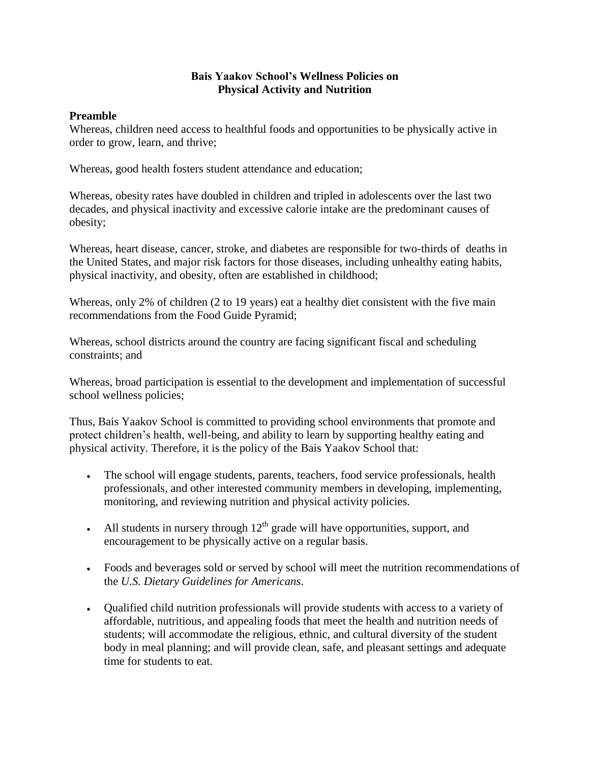# Bais Yaakov School's Wellness Policies on Physical Activity and Nutrition

## Preamble

Whereas, children need access to healthful foods and opportunities to be physically active in order to grow, learn, and thrive;

Whereas, good health fosters student attendance and education;

Whereas, obesity rates have doubled in children and tripled in adolescents over the last two decades, and physical inactivity and excessive calorie intake are the predominant causes of obesity;

Whereas, heart disease, cancer, stroke, and diabetes are responsible for two-thirds of deaths in the United States, and major risk factors for those diseases, including unhealthy eating habits, physical inactivity, and obesity, often are established in childhood;

Whereas, only 2% of children (2 to 19 years) eat a healthy diet consistent with the five main recommendations from the Food Guide Pyramid;

Whereas, school districts around the country are facing significant fiscal and scheduling constraints; and

Whereas, broad participation is essential to the development and implementation of successful school wellness policies;

Thus, Bais Yaakov School is committed to providing school environments that promote and protect children's health, well-being, and ability to learn by supporting healthy eating and physical activity. Therefore, it is the policy of the Bais Yaakov School that:

- The school will engage students, parents, teachers, food service professionals, health professionals, and other interested community members in developing, implementing, monitoring, and reviewing nutrition and physical activity policies.
- All students in nursery through 12th grade will have opportunities, support, and encouragement to be physically active on a regular basis.
- Foods and beverages sold or served by school will meet the nutrition recommendations of the *U.S. Dietary Guidelines for Americans*.
- Qualified child nutrition professionals will provide students with access to a variety of affordable, nutritious, and appealing foods that meet the health and nutrition needs of students; will accommodate the religious, ethnic, and cultural diversity of the student body in meal planning; and will provide clean, safe, and pleasant settings and adequate time for students to eat.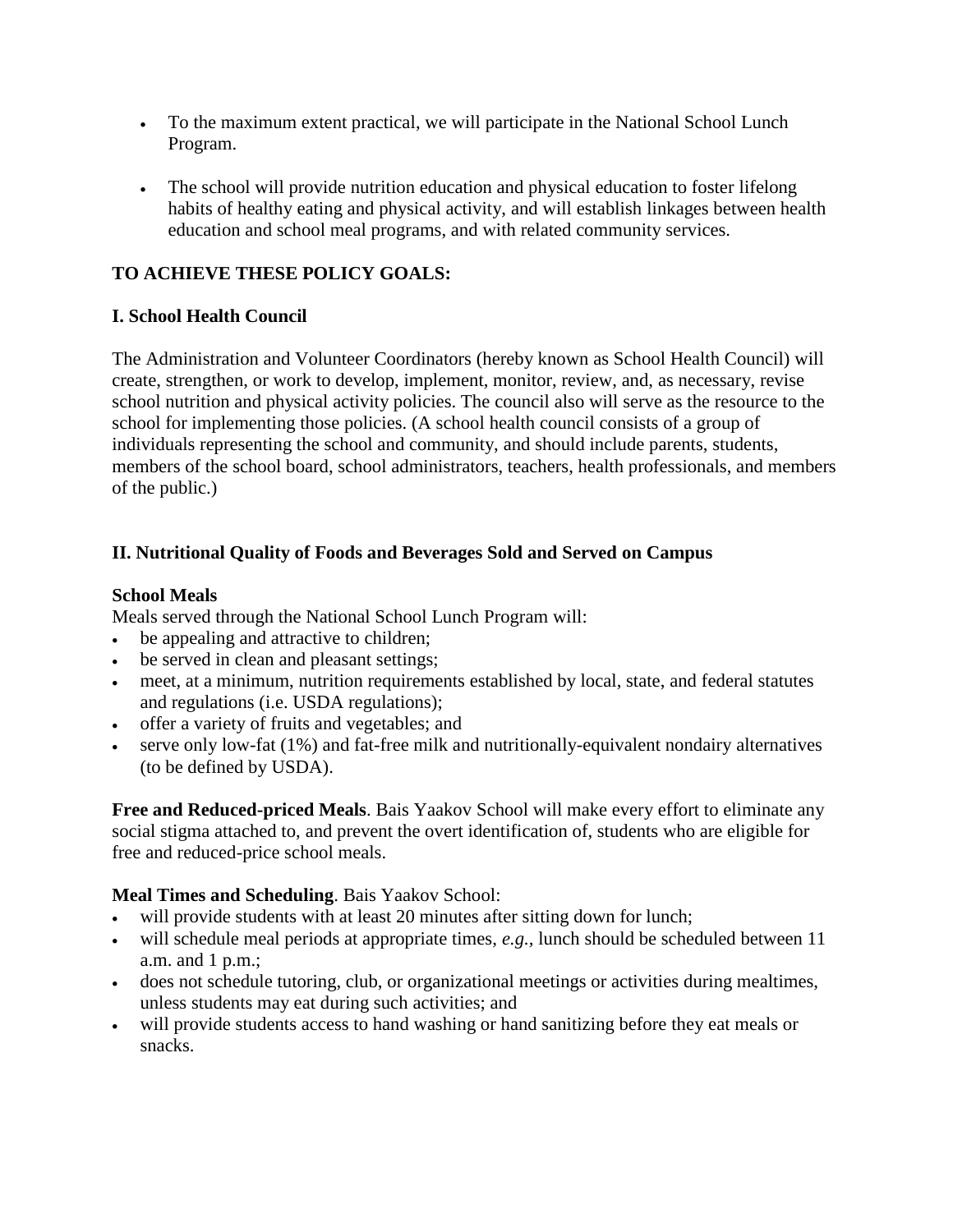- To the maximum extent practical, we will participate in the National School Lunch Program.
- The school will provide nutrition education and physical education to foster lifelong habits of healthy eating and physical activity, and will establish linkages between health education and school meal programs, and with related community services.

**TO ACHIEVE THESE POLICY GOALS:**

## I. School Health Council

The Administration and Volunteer Coordinators (hereby known as School Health Council) will create, strengthen, or work to develop, implement, monitor, review, and, as necessary, revise school nutrition and physical activity policies. The council also will serve as the resource to the school for implementing those policies. (A school health council consists of a group of individuals representing the school and community, and should include parents, students, members of the school board, school administrators, teachers, health professionals, and members of the public.)

## II. Nutritional Quality of Foods and Beverages Sold and Served on Campus

**School Meals**
Meals served through the National School Lunch Program will:

- be appealing and attractive to children;
- be served in clean and pleasant settings;
- meet, at a minimum, nutrition requirements established by local, state, and federal statutes and regulations (i.e. USDA regulations);
- offer a variety of fruits and vegetables; and
- serve only low-fat (1%) and fat-free milk and nutritionally-equivalent nondairy alternatives (to be defined by USDA).

**Free and Reduced-priced Meals**. Bais Yaakov School will make every effort to eliminate any social stigma attached to, and prevent the overt identification of, students who are eligible for free and reduced-price school meals.

**Meal Times and Scheduling**. Bais Yaakov School:

- will provide students with at least 20 minutes after sitting down for lunch;
- will schedule meal periods at appropriate times, *e.g.,* lunch should be scheduled between 11 a.m. and 1 p.m.;
- does not schedule tutoring, club, or organizational meetings or activities during mealtimes, unless students may eat during such activities; and
- will provide students access to hand washing or hand sanitizing before they eat meals or snacks.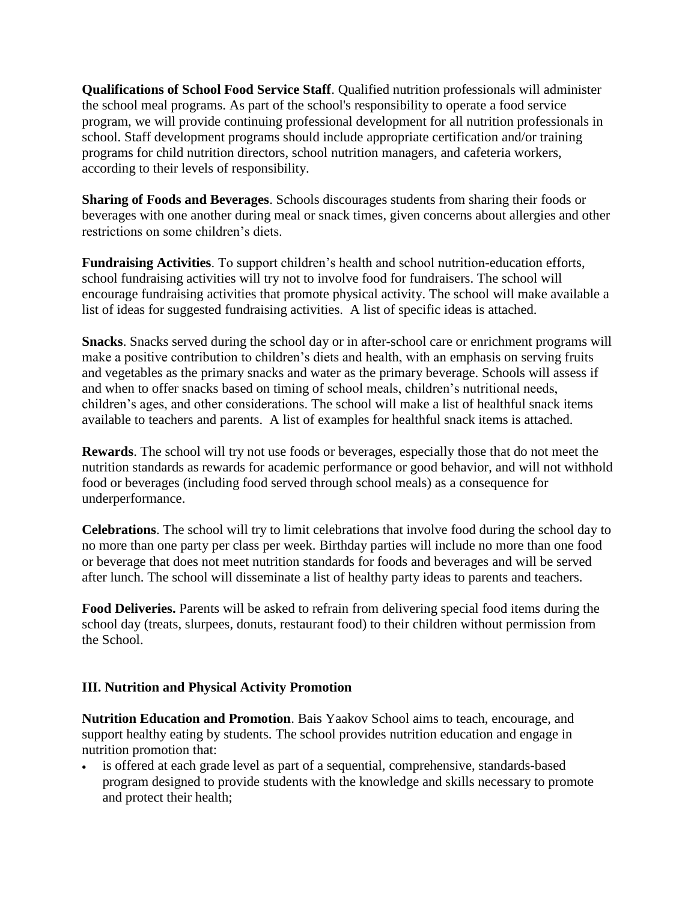**Qualifications of School Food Service Staff**. Qualified nutrition professionals will administer the school meal programs. As part of the school's responsibility to operate a food service program, we will provide continuing professional development for all nutrition professionals in school. Staff development programs should include appropriate certification and/or training programs for child nutrition directors, school nutrition managers, and cafeteria workers, according to their levels of responsibility.

**Sharing of Foods and Beverages**. Schools discourages students from sharing their foods or beverages with one another during meal or snack times, given concerns about allergies and other restrictions on some children's diets.

**Fundraising Activities**. To support children's health and school nutrition-education efforts, school fundraising activities will try not to involve food for fundraisers. The school will encourage fundraising activities that promote physical activity. The school will make available a list of ideas for suggested fundraising activities. A list of specific ideas is attached.

**Snacks**. Snacks served during the school day or in after-school care or enrichment programs will make a positive contribution to children's diets and health, with an emphasis on serving fruits and vegetables as the primary snacks and water as the primary beverage. Schools will assess if and when to offer snacks based on timing of school meals, children's nutritional needs, children's ages, and other considerations. The school will make a list of healthful snack items available to teachers and parents. A list of examples for healthful snack items is attached.

**Rewards**. The school will try not use foods or beverages, especially those that do not meet the nutrition standards as rewards for academic performance or good behavior, and will not withhold food or beverages (including food served through school meals) as a consequence for underperformance.

**Celebrations**. The school will try to limit celebrations that involve food during the school day to no more than one party per class per week. Birthday parties will include no more than one food or beverage that does not meet nutrition standards for foods and beverages and will be served after lunch. The school will disseminate a list of healthy party ideas to parents and teachers.

**Food Deliveries.** Parents will be asked to refrain from delivering special food items during the school day (treats, slurpees, donuts, restaurant food) to their children without permission from the School.

## III. Nutrition and Physical Activity Promotion

**Nutrition Education and Promotion**. Bais Yaakov School aims to teach, encourage, and support healthy eating by students. The school provides nutrition education and engage in nutrition promotion that:

- is offered at each grade level as part of a sequential, comprehensive, standards-based program designed to provide students with the knowledge and skills necessary to promote and protect their health;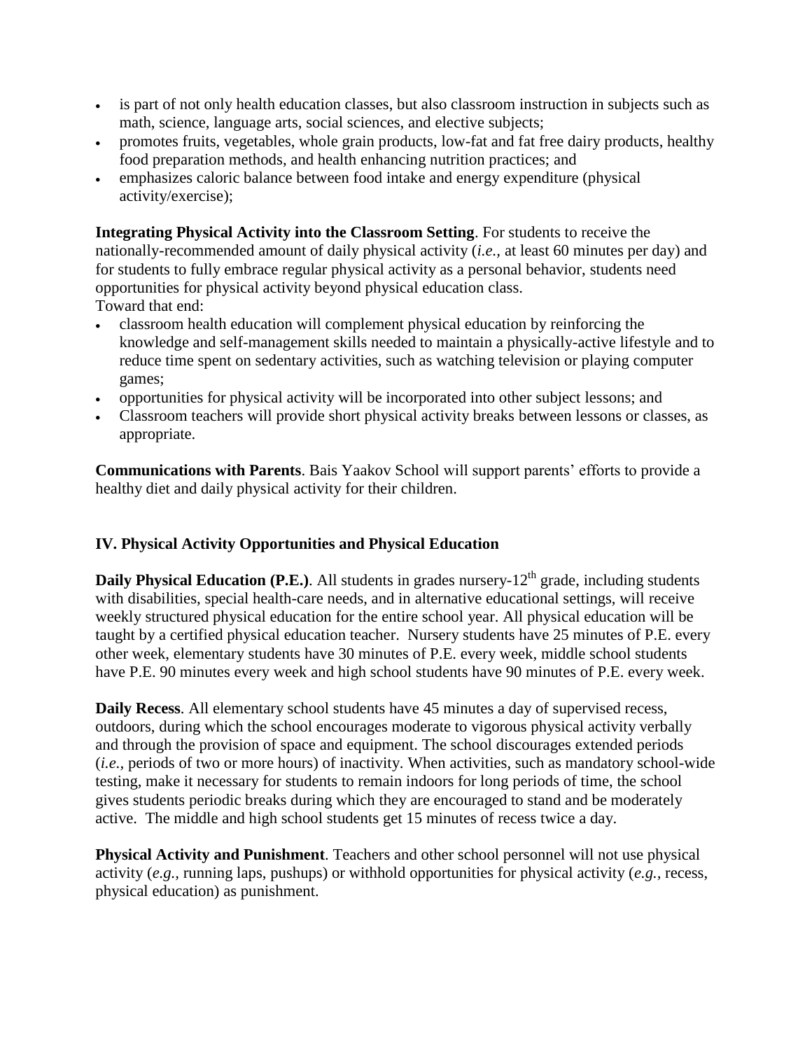- is part of not only health education classes, but also classroom instruction in subjects such as math, science, language arts, social sciences, and elective subjects;
- promotes fruits, vegetables, whole grain products, low-fat and fat free dairy products, healthy food preparation methods, and health enhancing nutrition practices; and
- emphasizes caloric balance between food intake and energy expenditure (physical activity/exercise);

**Integrating Physical Activity into the Classroom Setting**. For students to receive the nationally-recommended amount of daily physical activity (*i.e.,* at least 60 minutes per day) and for students to fully embrace regular physical activity as a personal behavior, students need opportunities for physical activity beyond physical education class.
Toward that end:

- classroom health education will complement physical education by reinforcing the knowledge and self-management skills needed to maintain a physically-active lifestyle and to reduce time spent on sedentary activities, such as watching television or playing computer games;
- opportunities for physical activity will be incorporated into other subject lessons; and
- Classroom teachers will provide short physical activity breaks between lessons or classes, as appropriate.

**Communications with Parents**. Bais Yaakov School will support parents' efforts to provide a healthy diet and daily physical activity for their children.

## IV. Physical Activity Opportunities and Physical Education

**Daily Physical Education (P.E.)**. All students in grades nursery-12th grade, including students with disabilities, special health-care needs, and in alternative educational settings, will receive weekly structured physical education for the entire school year. All physical education will be taught by a certified physical education teacher. Nursery students have 25 minutes of P.E. every other week, elementary students have 30 minutes of P.E. every week, middle school students have P.E. 90 minutes every week and high school students have 90 minutes of P.E. every week.

**Daily Recess**. All elementary school students have 45 minutes a day of supervised recess, outdoors, during which the school encourages moderate to vigorous physical activity verbally and through the provision of space and equipment. The school discourages extended periods (*i.e.,* periods of two or more hours) of inactivity. When activities, such as mandatory school-wide testing, make it necessary for students to remain indoors for long periods of time, the school gives students periodic breaks during which they are encouraged to stand and be moderately active. The middle and high school students get 15 minutes of recess twice a day.

**Physical Activity and Punishment**. Teachers and other school personnel will not use physical activity (*e.g.,* running laps, pushups) or withhold opportunities for physical activity (*e.g.,* recess, physical education) as punishment.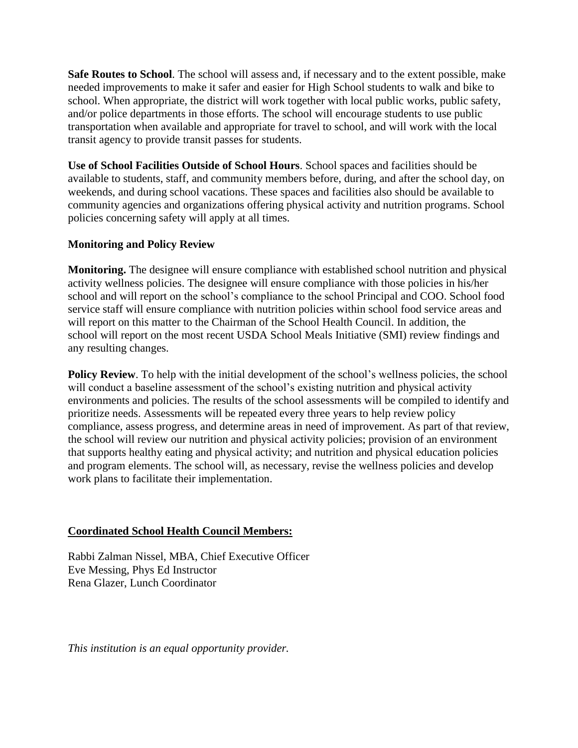**Safe Routes to School**. The school will assess and, if necessary and to the extent possible, make needed improvements to make it safer and easier for High School students to walk and bike to school. When appropriate, the district will work together with local public works, public safety, and/or police departments in those efforts. The school will encourage students to use public transportation when available and appropriate for travel to school, and will work with the local transit agency to provide transit passes for students.

**Use of School Facilities Outside of School Hours**. School spaces and facilities should be available to students, staff, and community members before, during, and after the school day, on weekends, and during school vacations. These spaces and facilities also should be available to community agencies and organizations offering physical activity and nutrition programs. School policies concerning safety will apply at all times.

**Monitoring and Policy Review**

**Monitoring.** The designee will ensure compliance with established school nutrition and physical activity wellness policies. The designee will ensure compliance with those policies in his/her school and will report on the school's compliance to the school Principal and COO. School food service staff will ensure compliance with nutrition policies within school food service areas and will report on this matter to the Chairman of the School Health Council. In addition, the school will report on the most recent USDA School Meals Initiative (SMI) review findings and any resulting changes.

**Policy Review**. To help with the initial development of the school's wellness policies, the school will conduct a baseline assessment of the school's existing nutrition and physical activity environments and policies. The results of the school assessments will be compiled to identify and prioritize needs. Assessments will be repeated every three years to help review policy compliance, assess progress, and determine areas in need of improvement. As part of that review, the school will review our nutrition and physical activity policies; provision of an environment that supports healthy eating and physical activity; and nutrition and physical education policies and program elements. The school will, as necessary, revise the wellness policies and develop work plans to facilitate their implementation.

**Coordinated School Health Council Members:**

Rabbi Zalman Nissel, MBA, Chief Executive Officer
Eve Messing, Phys Ed Instructor
Rena Glazer, Lunch Coordinator

*This institution is an equal opportunity provider.*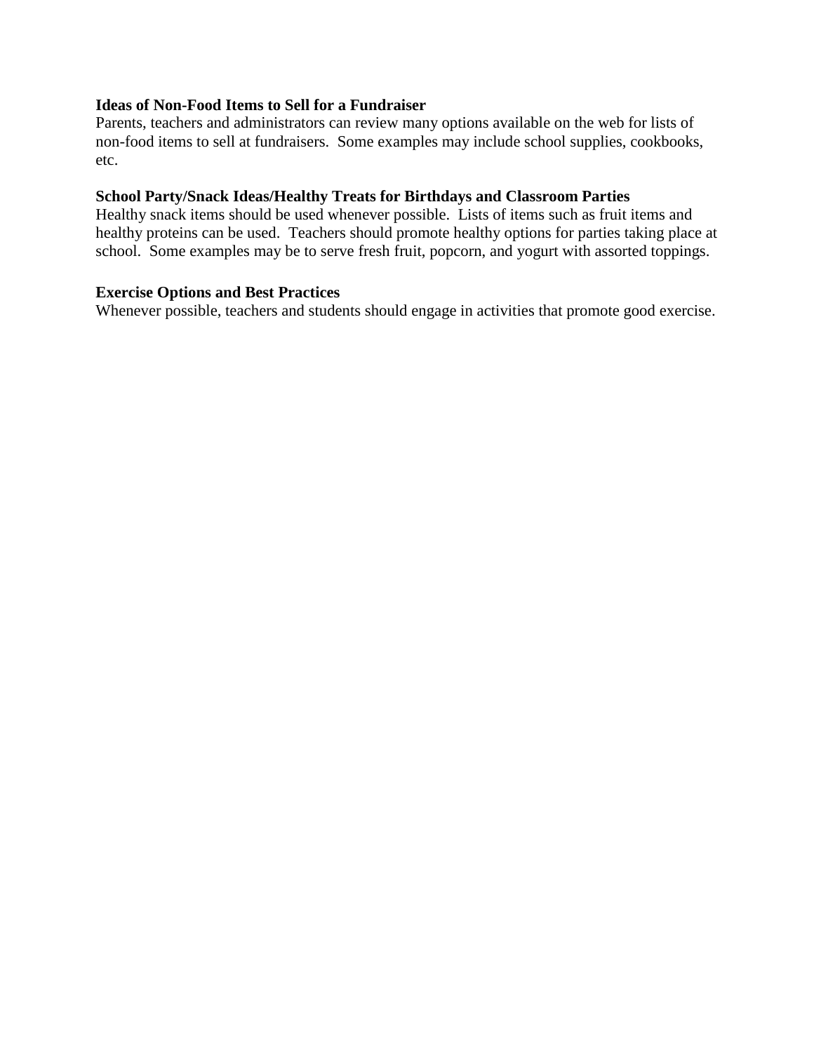**Ideas of Non-Food Items to Sell for a Fundraiser**

Parents, teachers and administrators can review many options available on the web for lists of non-food items to sell at fundraisers. Some examples may include school supplies, cookbooks, etc.

**School Party/Snack Ideas/Healthy Treats for Birthdays and Classroom Parties**

Healthy snack items should be used whenever possible. Lists of items such as fruit items and healthy proteins can be used. Teachers should promote healthy options for parties taking place at school. Some examples may be to serve fresh fruit, popcorn, and yogurt with assorted toppings.

**Exercise Options and Best Practices**

Whenever possible, teachers and students should engage in activities that promote good exercise.